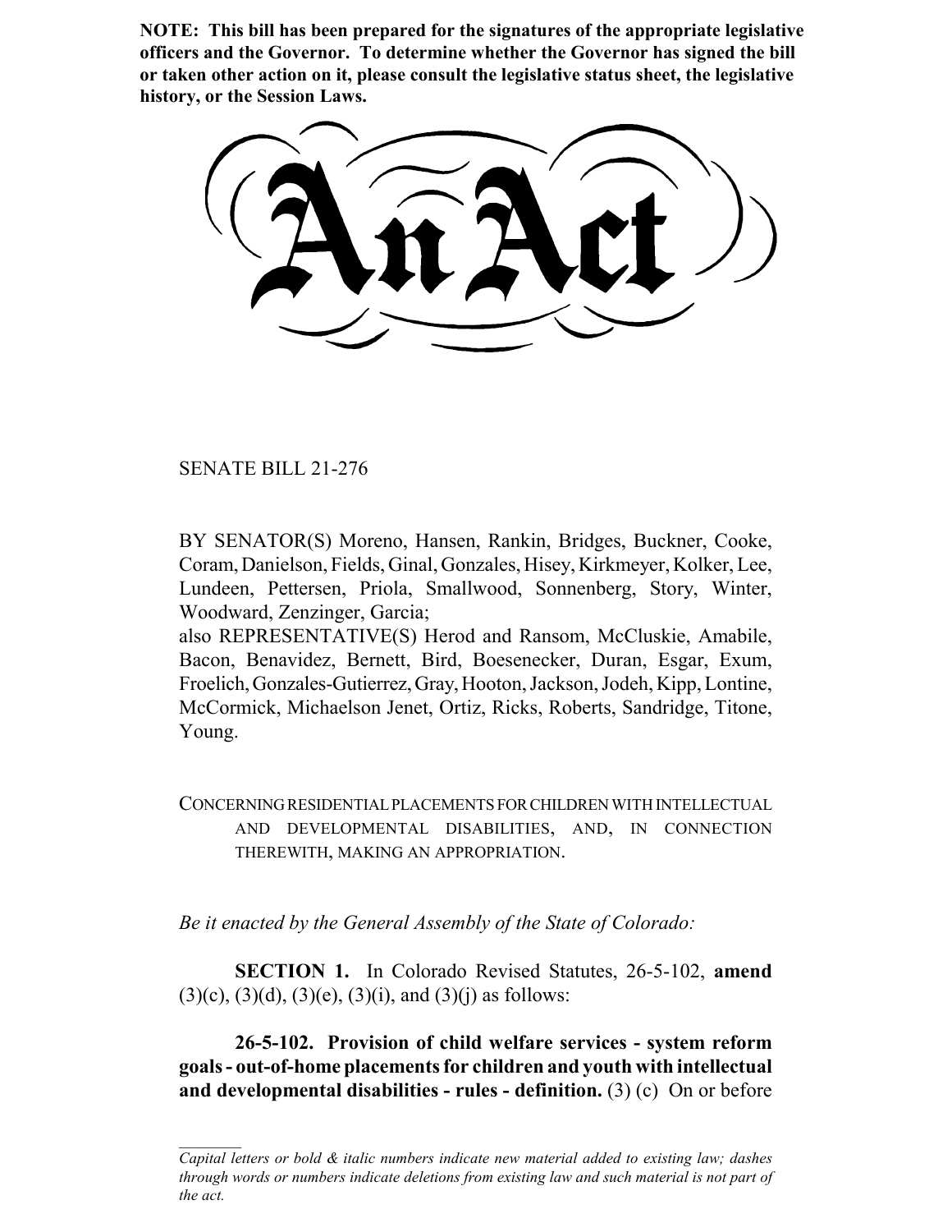**NOTE: This bill has been prepared for the signatures of the appropriate legislative officers and the Governor. To determine whether the Governor has signed the bill or taken other action on it, please consult the legislative status sheet, the legislative history, or the Session Laws.**

# An Act

SENATE BILL 21-276

BY SENATOR(S) Moreno, Hansen, Rankin, Bridges, Buckner, Cooke, Coram, Danielson, Fields, Ginal, Gonzales, Hisey, Kirkmeyer, Kolker, Lee, Lundeen, Pettersen, Priola, Smallwood, Sonnenberg, Story, Winter, Woodward, Zenzinger, Garcia;
also REPRESENTATIVE(S) Herod and Ransom, McCluskie, Amabile, Bacon, Benavidez, Bernett, Bird, Boesenecker, Duran, Esgar, Exum, Froelich, Gonzales-Gutierrez, Gray, Hooton, Jackson, Jodeh, Kipp, Lontine, McCormick, Michaelson Jenet, Ortiz, Ricks, Roberts, Sandridge, Titone, Young.

CONCERNING RESIDENTIAL PLACEMENTS FOR CHILDREN WITH INTELLECTUAL AND DEVELOPMENTAL DISABILITIES, AND, IN CONNECTION THEREWITH, MAKING AN APPROPRIATION.

*Be it enacted by the General Assembly of the State of Colorado:*

**SECTION 1.** In Colorado Revised Statutes, 26-5-102, **amend** (3)(c), (3)(d), (3)(e), (3)(i), and (3)(j) as follows:

**26-5-102. Provision of child welfare services - system reform goals - out-of-home placements for children and youth with intellectual and developmental disabilities - rules - definition.** (3) (c) On or before

*Capital letters or bold & italic numbers indicate new material added to existing law; dashes through words or numbers indicate deletions from existing law and such material is not part of the act.*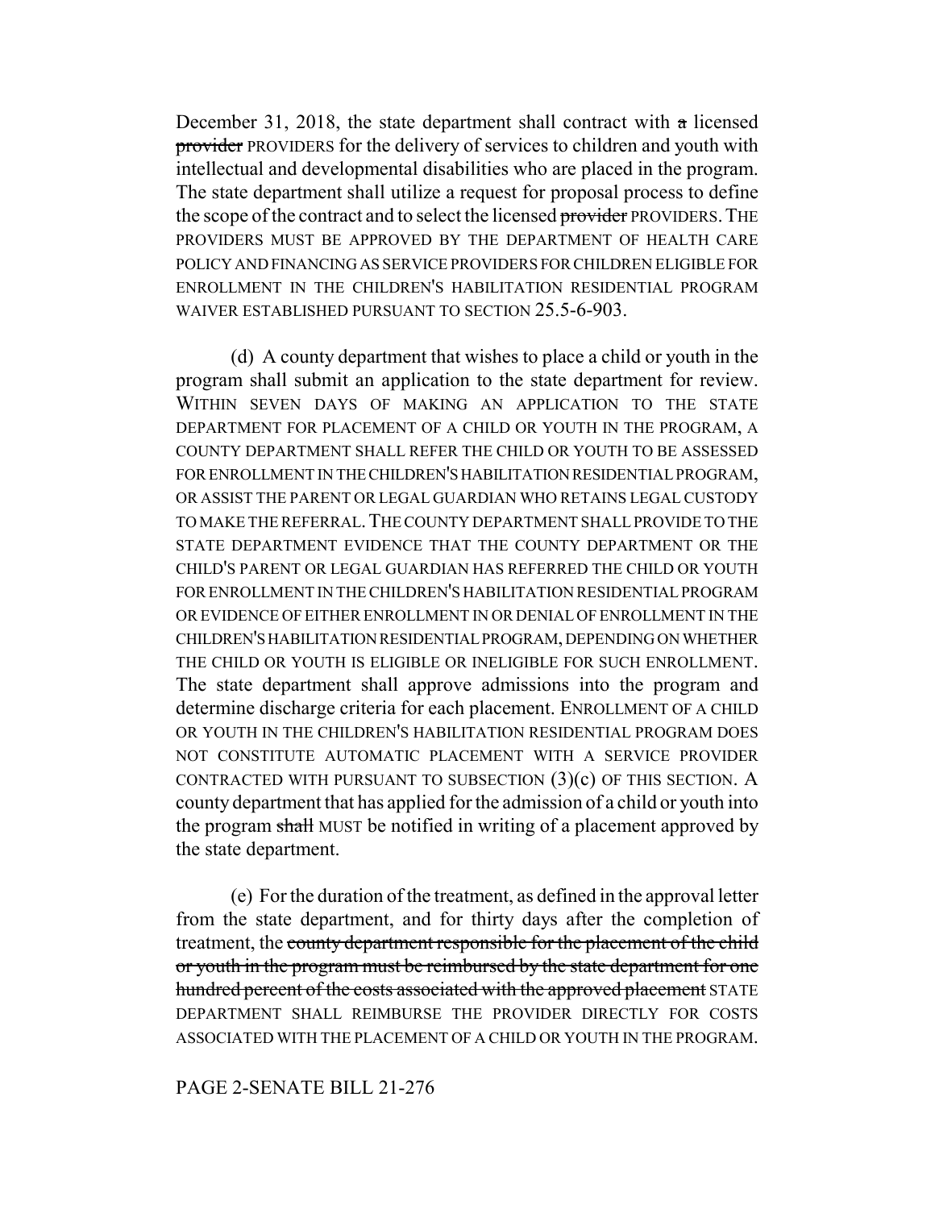December 31, 2018, the state department shall contract with ~~a~~ licensed ~~provider~~ PROVIDERS for the delivery of services to children and youth with intellectual and developmental disabilities who are placed in the program. The state department shall utilize a request for proposal process to define the scope of the contract and to select the licensed ~~provider~~ PROVIDERS. THE PROVIDERS MUST BE APPROVED BY THE DEPARTMENT OF HEALTH CARE POLICY AND FINANCING AS SERVICE PROVIDERS FOR CHILDREN ELIGIBLE FOR ENROLLMENT IN THE CHILDREN'S HABILITATION RESIDENTIAL PROGRAM WAIVER ESTABLISHED PURSUANT TO SECTION 25.5-6-903.

(d) A county department that wishes to place a child or youth in the program shall submit an application to the state department for review. WITHIN SEVEN DAYS OF MAKING AN APPLICATION TO THE STATE DEPARTMENT FOR PLACEMENT OF A CHILD OR YOUTH IN THE PROGRAM, A COUNTY DEPARTMENT SHALL REFER THE CHILD OR YOUTH TO BE ASSESSED FOR ENROLLMENT IN THE CHILDREN'S HABILITATION RESIDENTIAL PROGRAM, OR ASSIST THE PARENT OR LEGAL GUARDIAN WHO RETAINS LEGAL CUSTODY TO MAKE THE REFERRAL. THE COUNTY DEPARTMENT SHALL PROVIDE TO THE STATE DEPARTMENT EVIDENCE THAT THE COUNTY DEPARTMENT OR THE CHILD'S PARENT OR LEGAL GUARDIAN HAS REFERRED THE CHILD OR YOUTH FOR ENROLLMENT IN THE CHILDREN'S HABILITATION RESIDENTIAL PROGRAM OR EVIDENCE OF EITHER ENROLLMENT IN OR DENIAL OF ENROLLMENT IN THE CHILDREN'S HABILITATION RESIDENTIAL PROGRAM, DEPENDING ON WHETHER THE CHILD OR YOUTH IS ELIGIBLE OR INELIGIBLE FOR SUCH ENROLLMENT. The state department shall approve admissions into the program and determine discharge criteria for each placement. ENROLLMENT OF A CHILD OR YOUTH IN THE CHILDREN'S HABILITATION RESIDENTIAL PROGRAM DOES NOT CONSTITUTE AUTOMATIC PLACEMENT WITH A SERVICE PROVIDER CONTRACTED WITH PURSUANT TO SUBSECTION (3)(c) OF THIS SECTION. A county department that has applied for the admission of a child or youth into the program ~~shall~~ MUST be notified in writing of a placement approved by the state department.

(e) For the duration of the treatment, as defined in the approval letter from the state department, and for thirty days after the completion of treatment, the ~~county department responsible for the placement of the child or youth in the program must be reimbursed by the state department for one hundred percent of the costs associated with the approved placement~~ STATE DEPARTMENT SHALL REIMBURSE THE PROVIDER DIRECTLY FOR COSTS ASSOCIATED WITH THE PLACEMENT OF A CHILD OR YOUTH IN THE PROGRAM.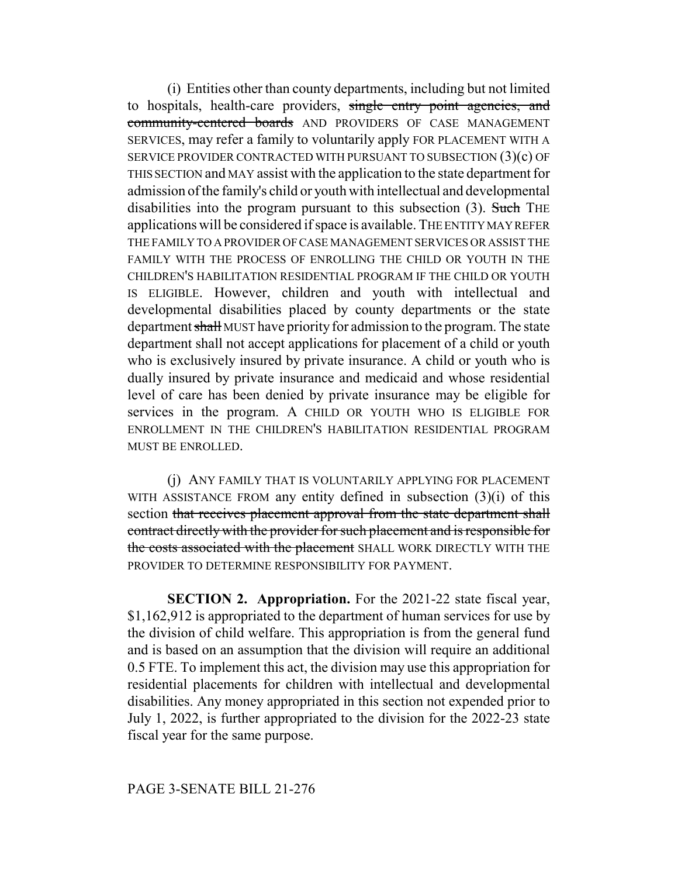(i) Entities other than county departments, including but not limited to hospitals, health-care providers, ~~single entry point agencies, and community-centered boards~~ AND PROVIDERS OF CASE MANAGEMENT SERVICES, may refer a family to voluntarily apply FOR PLACEMENT WITH A SERVICE PROVIDER CONTRACTED WITH PURSUANT TO SUBSECTION (3)(c) OF THIS SECTION and MAY assist with the application to the state department for admission of the family's child or youth with intellectual and developmental disabilities into the program pursuant to this subsection (3). ~~Such~~ THE applications will be considered if space is available. THE ENTITY MAY REFER THE FAMILY TO A PROVIDER OF CASE MANAGEMENT SERVICES OR ASSIST THE FAMILY WITH THE PROCESS OF ENROLLING THE CHILD OR YOUTH IN THE CHILDREN'S HABILITATION RESIDENTIAL PROGRAM IF THE CHILD OR YOUTH IS ELIGIBLE. However, children and youth with intellectual and developmental disabilities placed by county departments or the state department ~~shall~~ MUST have priority for admission to the program. The state department shall not accept applications for placement of a child or youth who is exclusively insured by private insurance. A child or youth who is dually insured by private insurance and medicaid and whose residential level of care has been denied by private insurance may be eligible for services in the program. A CHILD OR YOUTH WHO IS ELIGIBLE FOR ENROLLMENT IN THE CHILDREN'S HABILITATION RESIDENTIAL PROGRAM MUST BE ENROLLED.

(j) ANY FAMILY THAT IS VOLUNTARILY APPLYING FOR PLACEMENT WITH ASSISTANCE FROM any entity defined in subsection (3)(i) of this section ~~that receives placement approval from the state department shall contract directly with the provider for such placement and is responsible for the costs associated with the placement~~ SHALL WORK DIRECTLY WITH THE PROVIDER TO DETERMINE RESPONSIBILITY FOR PAYMENT.

**SECTION 2. Appropriation.** For the 2021-22 state fiscal year, $1,162,912 is appropriated to the department of human services for use by the division of child welfare. This appropriation is from the general fund and is based on an assumption that the division will require an additional 0.5 FTE. To implement this act, the division may use this appropriation for residential placements for children with intellectual and developmental disabilities. Any money appropriated in this section not expended prior to July 1, 2022, is further appropriated to the division for the 2022-23 state fiscal year for the same purpose.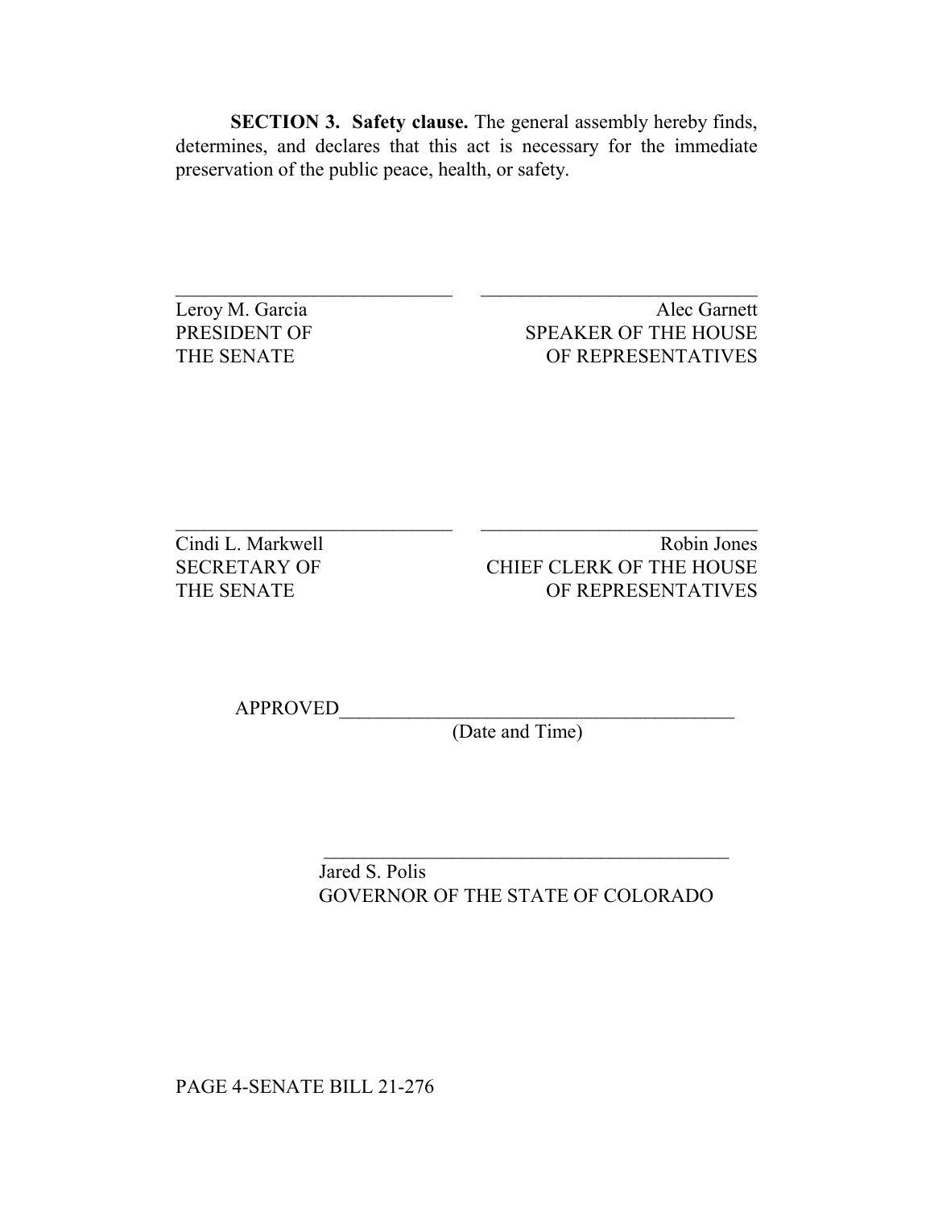**SECTION 3. Safety clause.** The general assembly hereby finds, determines, and declares that this act is necessary for the immediate preservation of the public peace, health, or safety.

____________________________
Leroy M. Garcia
PRESIDENT OF
THE SENATE

____________________________
Alec Garnett
SPEAKER OF THE HOUSE
OF REPRESENTATIVES

____________________________
Cindi L. Markwell
SECRETARY OF
THE SENATE

____________________________
Robin Jones
CHIEF CLERK OF THE HOUSE
OF REPRESENTATIVES

APPROVED________________________________________
(Date and Time)

_________________________________________
Jared S. Polis
GOVERNOR OF THE STATE OF COLORADO

PAGE 4-SENATE BILL 21-276